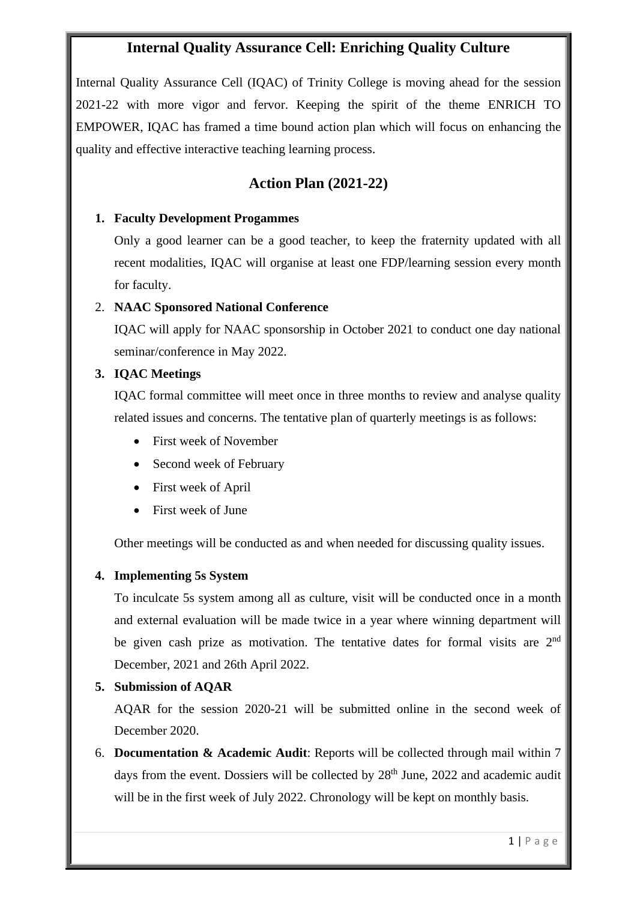## Internal Quality Assurance Cell: Enriching Quality Culture

Internal Quality Assurance Cell (IQAC) of Trinity College is moving ahead for the session 2021-22 with more vigor and fervor. Keeping the spirit of the theme ENRICH TO EMPOWER, IQAC has framed a time bound action plan which will focus on enhancing the quality and effective interactive teaching learning process.

## Action Plan (2021-22)

1. **Faculty Development Progammes**

   Only a good learner can be a good teacher, to keep the fraternity updated with all recent modalities, IQAC will organise at least one FDP/learning session every month for faculty.

2. **NAAC Sponsored National Conference**

   IQAC will apply for NAAC sponsorship in October 2021 to conduct one day national seminar/conference in May 2022.

3. **IQAC Meetings**

   IQAC formal committee will meet once in three months to review and analyse quality related issues and concerns. The tentative plan of quarterly meetings is as follows:

   - First week of November
   - Second week of February
   - First week of April
   - First week of June

   Other meetings will be conducted as and when needed for discussing quality issues.

4. **Implementing 5s System**

   To inculcate 5s system among all as culture, visit will be conducted once in a month and external evaluation will be made twice in a year where winning department will be given cash prize as motivation. The tentative dates for formal visits are 2nd December, 2021 and 26th April 2022.

5. **Submission of AQAR**

   AQAR for the session 2020-21 will be submitted online in the second week of December 2020.

6. **Documentation & Academic Audit**: Reports will be collected through mail within 7 days from the event. Dossiers will be collected by 28th June, 2022 and academic audit will be in the first week of July 2022. Chronology will be kept on monthly basis.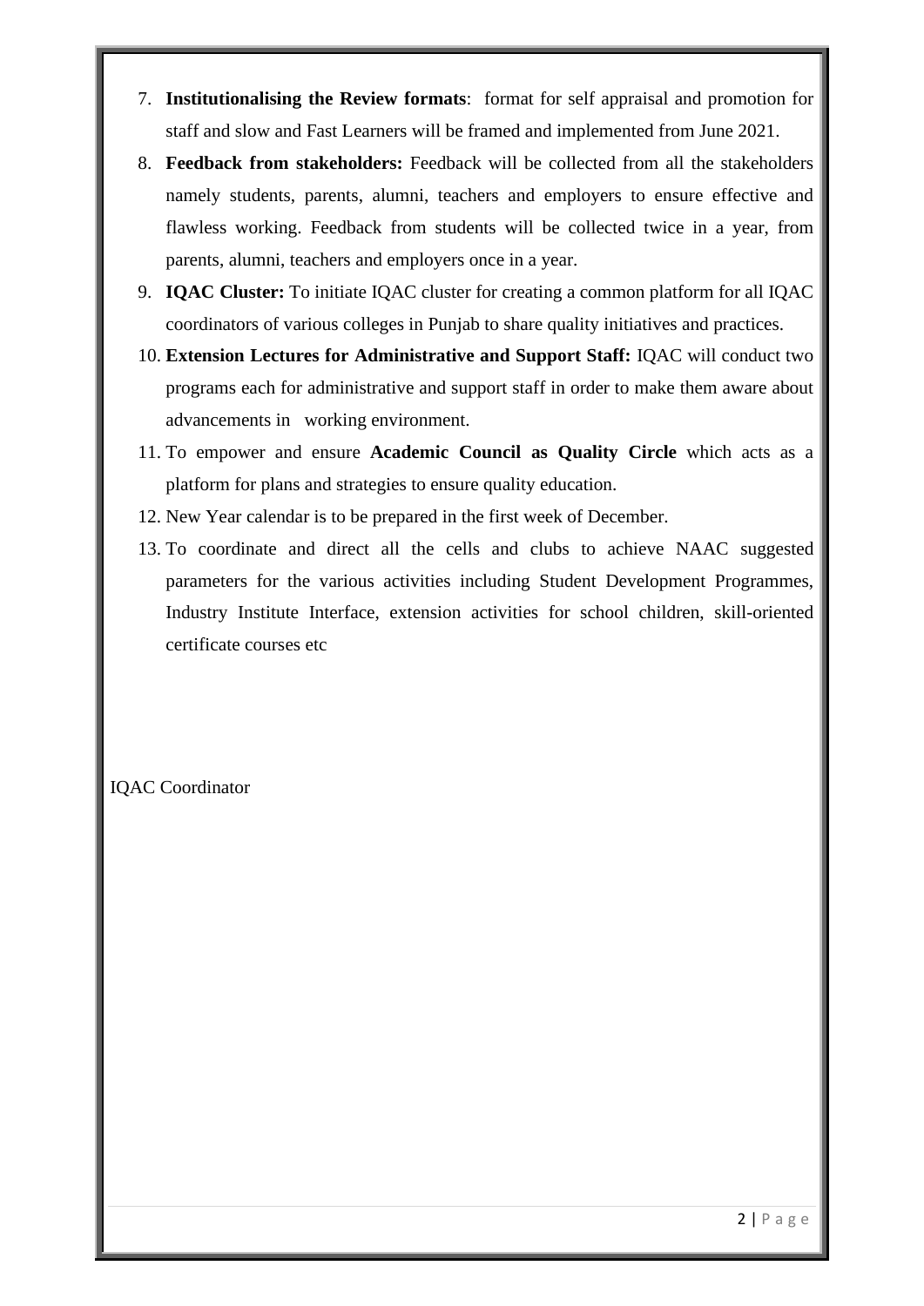7. **Institutionalising the Review formats**: format for self appraisal and promotion for staff and slow and Fast Learners will be framed and implemented from June 2021.
8. **Feedback from stakeholders:** Feedback will be collected from all the stakeholders namely students, parents, alumni, teachers and employers to ensure effective and flawless working. Feedback from students will be collected twice in a year, from parents, alumni, teachers and employers once in a year.
9. **IQAC Cluster:** To initiate IQAC cluster for creating a common platform for all IQAC coordinators of various colleges in Punjab to share quality initiatives and practices.
10. **Extension Lectures for Administrative and Support Staff:** IQAC will conduct two programs each for administrative and support staff in order to make them aware about advancements in working environment.
11. To empower and ensure **Academic Council as Quality Circle** which acts as a platform for plans and strategies to ensure quality education.
12. New Year calendar is to be prepared in the first week of December.
13. To coordinate and direct all the cells and clubs to achieve NAAC suggested parameters for the various activities including Student Development Programmes, Industry Institute Interface, extension activities for school children, skill-oriented certificate courses etc

IQAC Coordinator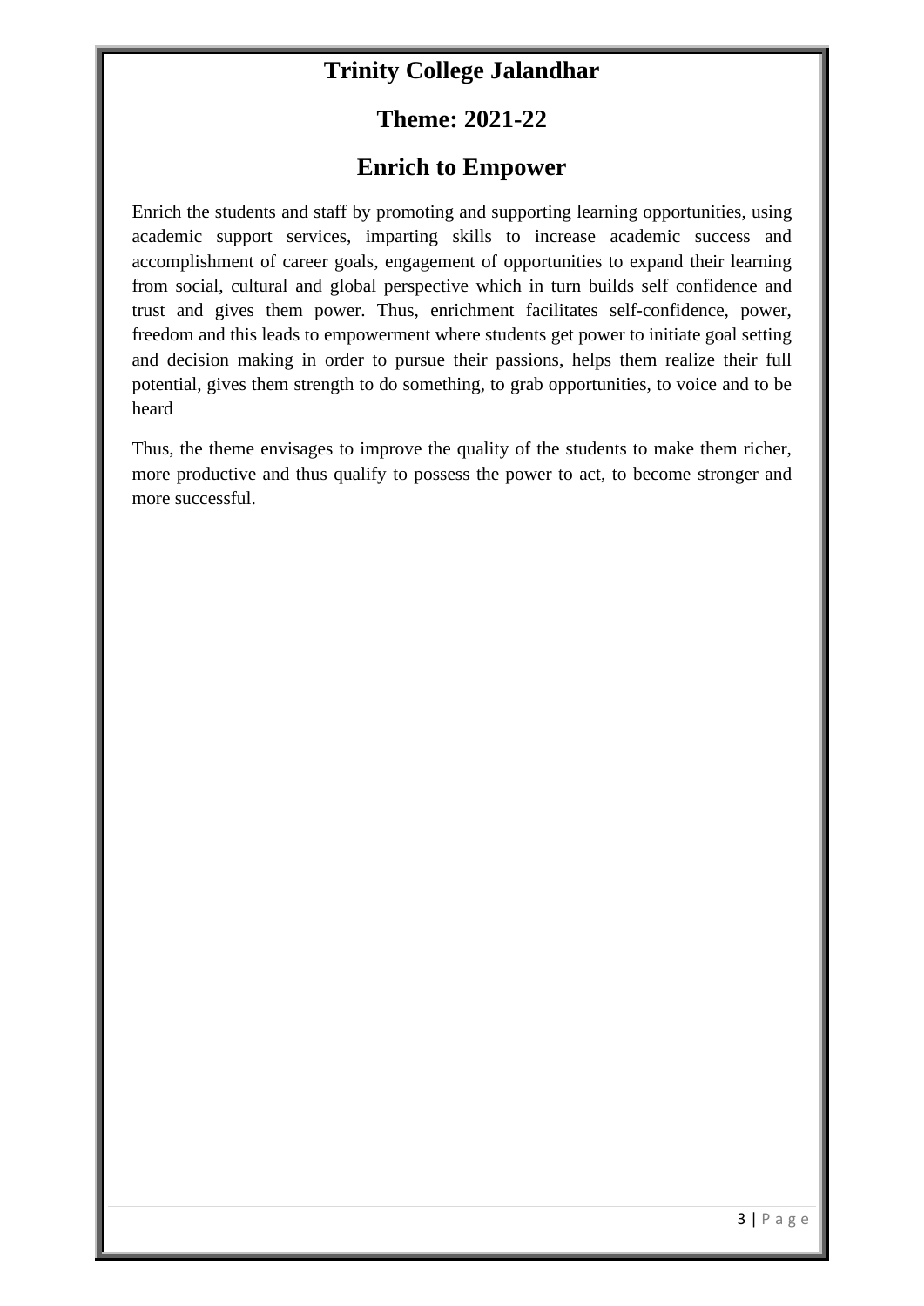# Trinity College Jalandhar

## Theme: 2021-22

## Enrich to Empower

Enrich the students and staff by promoting and supporting learning opportunities, using academic support services, imparting skills to increase academic success and accomplishment of career goals, engagement of opportunities to expand their learning from social, cultural and global perspective which in turn builds self confidence and trust and gives them power. Thus, enrichment facilitates self-confidence, power, freedom and this leads to empowerment where students get power to initiate goal setting and decision making in order to pursue their passions, helps them realize their full potential, gives them strength to do something, to grab opportunities, to voice and to be heard

Thus, the theme envisages to improve the quality of the students to make them richer, more productive and thus qualify to possess the power to act, to become stronger and more successful.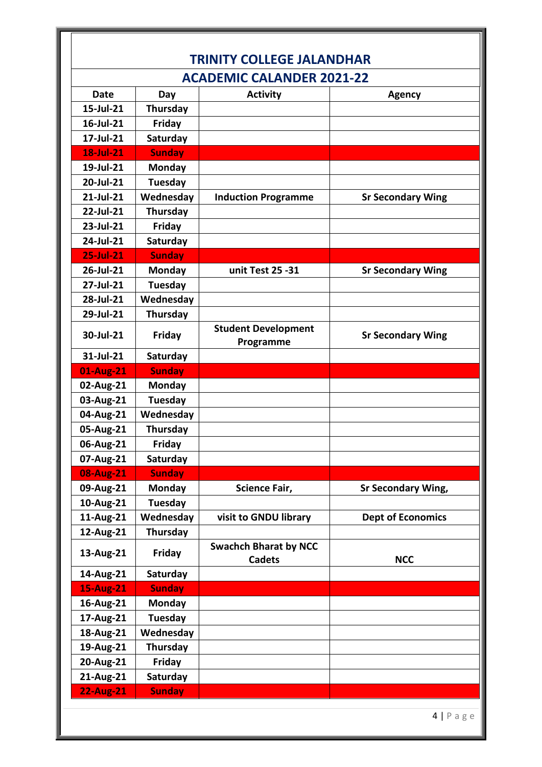# TRINITY COLLEGE JALANDHAR

## ACADEMIC CALANDER 2021-22

| Date | Day | Activity | Agency |
|---|---|---|---|
| 15-Jul-21 | Thursday | | |
| 16-Jul-21 | Friday | | |
| 17-Jul-21 | Saturday | | |
| 18-Jul-21 | Sunday | | |
| 19-Jul-21 | Monday | | |
| 20-Jul-21 | Tuesday | | |
| 21-Jul-21 | Wednesday | Induction Programme | Sr Secondary Wing |
| 22-Jul-21 | Thursday | | |
| 23-Jul-21 | Friday | | |
| 24-Jul-21 | Saturday | | |
| 25-Jul-21 | Sunday | | |
| 26-Jul-21 | Monday | unit Test 25 -31 | Sr Secondary Wing |
| 27-Jul-21 | Tuesday | | |
| 28-Jul-21 | Wednesday | | |
| 29-Jul-21 | Thursday | | |
| 30-Jul-21 | Friday | Student Development Programme | Sr Secondary Wing |
| 31-Jul-21 | Saturday | | |
| 01-Aug-21 | Sunday | | |
| 02-Aug-21 | Monday | | |
| 03-Aug-21 | Tuesday | | |
| 04-Aug-21 | Wednesday | | |
| 05-Aug-21 | Thursday | | |
| 06-Aug-21 | Friday | | |
| 07-Aug-21 | Saturday | | |
| 08-Aug-21 | Sunday | | |
| 09-Aug-21 | Monday | Science Fair, | Sr Secondary Wing, |
| 10-Aug-21 | Tuesday | | |
| 11-Aug-21 | Wednesday | visit to GNDU library | Dept of Economics |
| 12-Aug-21 | Thursday | | |
| 13-Aug-21 | Friday | Swachch Bharat by NCC Cadets | NCC |
| 14-Aug-21 | Saturday | | |
| 15-Aug-21 | Sunday | | |
| 16-Aug-21 | Monday | | |
| 17-Aug-21 | Tuesday | | |
| 18-Aug-21 | Wednesday | | |
| 19-Aug-21 | Thursday | | |
| 20-Aug-21 | Friday | | |
| 21-Aug-21 | Saturday | | |
| 22-Aug-21 | Sunday | | |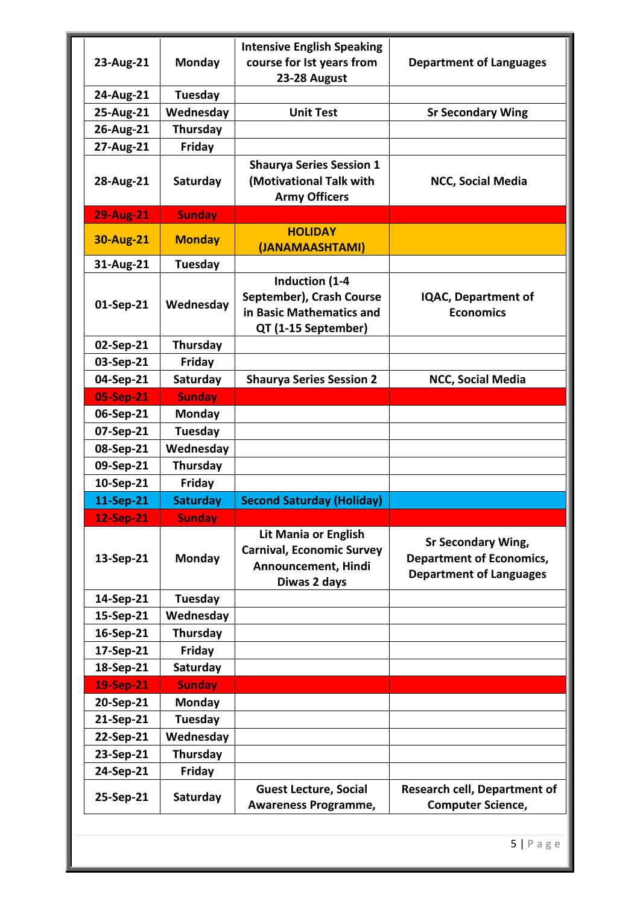| | | | |
|---|---|---|---|
| 23-Aug-21 | Monday | Intensive English Speaking course for Ist years from 23-28 August | Department of Languages |
| 24-Aug-21 | Tuesday | | |
| 25-Aug-21 | Wednesday | Unit Test | Sr Secondary Wing |
| 26-Aug-21 | Thursday | | |
| 27-Aug-21 | Friday | | |
| 28-Aug-21 | Saturday | Shaurya Series Session 1 (Motivational Talk with Army Officers | NCC, Social Media |
| 29-Aug-21 | Sunday | | |
| 30-Aug-21 | Monday | HOLIDAY (JANAMAASHTAMI) | |
| 31-Aug-21 | Tuesday | | |
| 01-Sep-21 | Wednesday | Induction (1-4 September), Crash Course in Basic Mathematics and QT (1-15 September) | IQAC, Department of Economics |
| 02-Sep-21 | Thursday | | |
| 03-Sep-21 | Friday | | |
| 04-Sep-21 | Saturday | Shaurya Series Session 2 | NCC, Social Media |
| 05-Sep-21 | Sunday | | |
| 06-Sep-21 | Monday | | |
| 07-Sep-21 | Tuesday | | |
| 08-Sep-21 | Wednesday | | |
| 09-Sep-21 | Thursday | | |
| 10-Sep-21 | Friday | | |
| 11-Sep-21 | Saturday | Second Saturday (Holiday) | |
| 12-Sep-21 | Sunday | | |
| 13-Sep-21 | Monday | Lit Mania or English Carnival, Economic Survey Announcement, Hindi Diwas 2 days | Sr Secondary Wing, Department of Economics, Department of Languages |
| 14-Sep-21 | Tuesday | | |
| 15-Sep-21 | Wednesday | | |
| 16-Sep-21 | Thursday | | |
| 17-Sep-21 | Friday | | |
| 18-Sep-21 | Saturday | | |
| 19-Sep-21 | Sunday | | |
| 20-Sep-21 | Monday | | |
| 21-Sep-21 | Tuesday | | |
| 22-Sep-21 | Wednesday | | |
| 23-Sep-21 | Thursday | | |
| 24-Sep-21 | Friday | | |
| 25-Sep-21 | Saturday | Guest Lecture, Social Awareness Programme, | Research cell, Department of Computer Science, |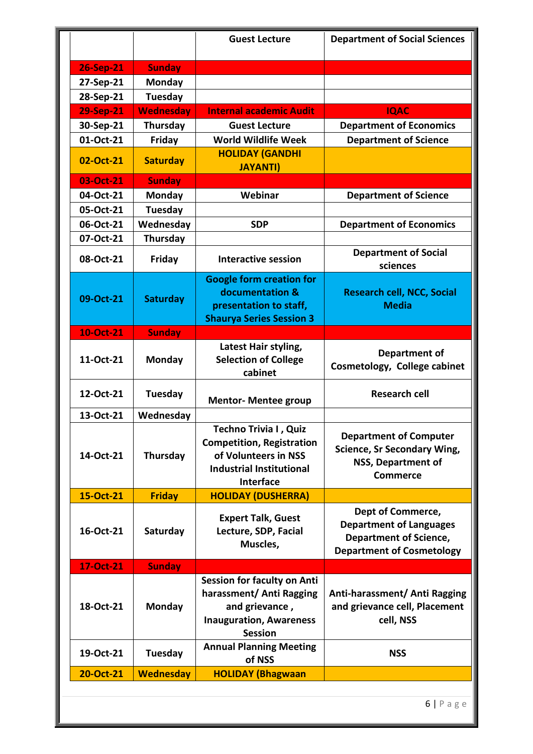| | | | |
|---|---|---|---|
| | | Guest Lecture | Department of Social Sciences |
| 26-Sep-21 | Sunday | | |
| 27-Sep-21 | Monday | | |
| 28-Sep-21 | Tuesday | | |
| 29-Sep-21 | Wednesday | Internal academic Audit | IQAC |
| 30-Sep-21 | Thursday | Guest Lecture | Department of Economics |
| 01-Oct-21 | Friday | World Wildlife Week | Department of Science |
| 02-Oct-21 | Saturday | HOLIDAY (GANDHI JAYANTI) | |
| 03-Oct-21 | Sunday | | |
| 04-Oct-21 | Monday | Webinar | Department of Science |
| 05-Oct-21 | Tuesday | | |
| 06-Oct-21 | Wednesday | SDP | Department of Economics |
| 07-Oct-21 | Thursday | | |
| 08-Oct-21 | Friday | Interactive session | Department of Social sciences |
| 09-Oct-21 | Saturday | Google form creation for documentation & presentation to staff, Shaurya Series Session 3 | Research cell, NCC, Social Media |
| 10-Oct-21 | Sunday | | |
| 11-Oct-21 | Monday | Latest Hair styling, Selection of College cabinet | Department of Cosmetology, College cabinet |
| 12-Oct-21 | Tuesday | Mentor- Mentee group | Research cell |
| 13-Oct-21 | Wednesday | | |
| 14-Oct-21 | Thursday | Techno Trivia I , Quiz Competition, Registration of Volunteers in NSS Industrial Institutional Interface | Department of Computer Science, Sr Secondary Wing, NSS, Department of Commerce |
| 15-Oct-21 | Friday | HOLIDAY (DUSHERRA) | |
| 16-Oct-21 | Saturday | Expert Talk, Guest Lecture, SDP, Facial Muscles, | Dept of Commerce, Department of Languages Department of Science, Department of Cosmetology |
| 17-Oct-21 | Sunday | | |
| 18-Oct-21 | Monday | Session for faculty on Anti harassment/ Anti Ragging and grievance , Inauguration, Awareness Session | Anti-harassment/ Anti Ragging and grievance cell, Placement cell, NSS |
| 19-Oct-21 | Tuesday | Annual Planning Meeting of NSS | NSS |
| 20-Oct-21 | Wednesday | HOLIDAY (Bhagwaan | |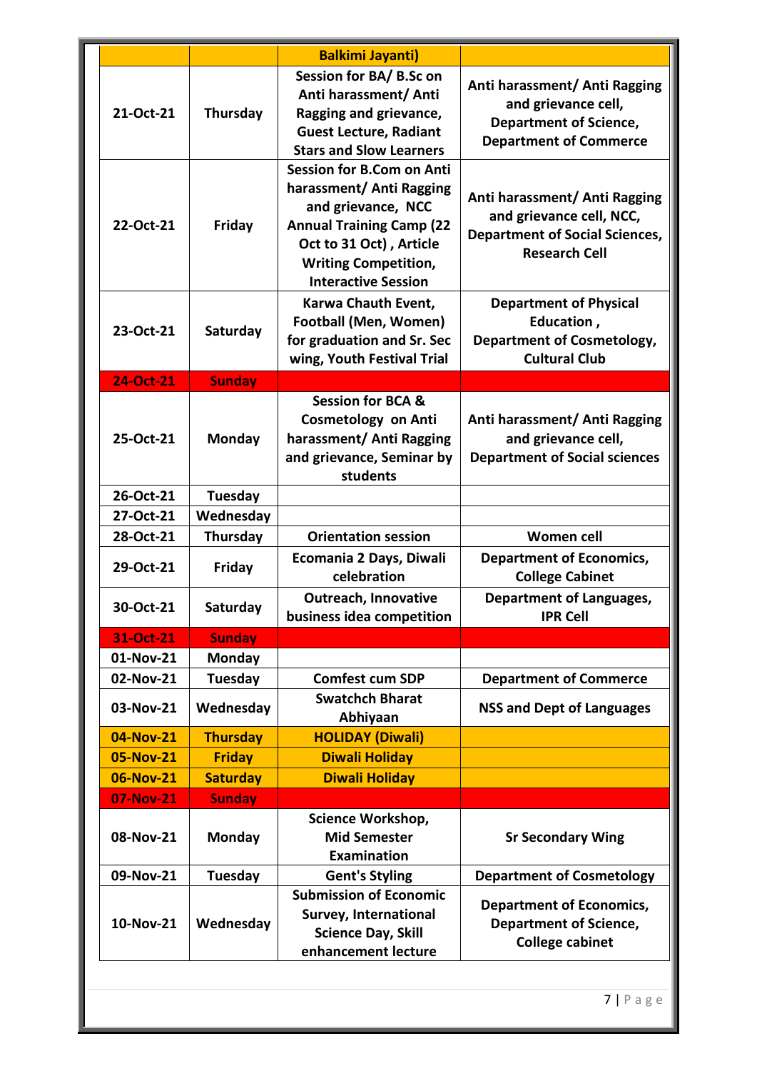| | | Balkimi Jayanti) | |
|---|---|---|---|
| 21-Oct-21 | Thursday | Session for BA/ B.Sc on Anti harassment/ Anti Ragging and grievance, Guest Lecture, Radiant Stars and Slow Learners | Anti harassment/ Anti Ragging and grievance cell, Department of Science, Department of Commerce |
| 22-Oct-21 | Friday | Session for B.Com on Anti harassment/ Anti Ragging and grievance, NCC Annual Training Camp (22 Oct to 31 Oct) , Article Writing Competition, Interactive Session | Anti harassment/ Anti Ragging and grievance cell, NCC, Department of Social Sciences, Research Cell |
| 23-Oct-21 | Saturday | Karwa Chauth Event, Football (Men, Women) for graduation and Sr. Sec wing, Youth Festival Trial | Department of Physical Education , Department of Cosmetology, Cultural Club |
| 24-Oct-21 | Sunday | | |
| 25-Oct-21 | Monday | Session for BCA & Cosmetology on Anti harassment/ Anti Ragging and grievance, Seminar by students | Anti harassment/ Anti Ragging and grievance cell, Department of Social sciences |
| 26-Oct-21 | Tuesday | | |
| 27-Oct-21 | Wednesday | | |
| 28-Oct-21 | Thursday | Orientation session | Women cell |
| 29-Oct-21 | Friday | Ecomania 2 Days, Diwali celebration | Department of Economics, College Cabinet |
| 30-Oct-21 | Saturday | Outreach, Innovative business idea competition | Department of Languages, IPR Cell |
| 31-Oct-21 | Sunday | | |
| 01-Nov-21 | Monday | | |
| 02-Nov-21 | Tuesday | Comfest cum SDP | Department of Commerce |
| 03-Nov-21 | Wednesday | Swatchch Bharat Abhiyaan | NSS and Dept of Languages |
| 04-Nov-21 | Thursday | HOLIDAY (Diwali) | |
| 05-Nov-21 | Friday | Diwali Holiday | |
| 06-Nov-21 | Saturday | Diwali Holiday | |
| 07-Nov-21 | Sunday | | |
| 08-Nov-21 | Monday | Science Workshop, Mid Semester Examination | Sr Secondary Wing |
| 09-Nov-21 | Tuesday | Gent's Styling | Department of Cosmetology |
| 10-Nov-21 | Wednesday | Submission of Economic Survey, International Science Day, Skill enhancement lecture | Department of Economics, Department of Science, College cabinet |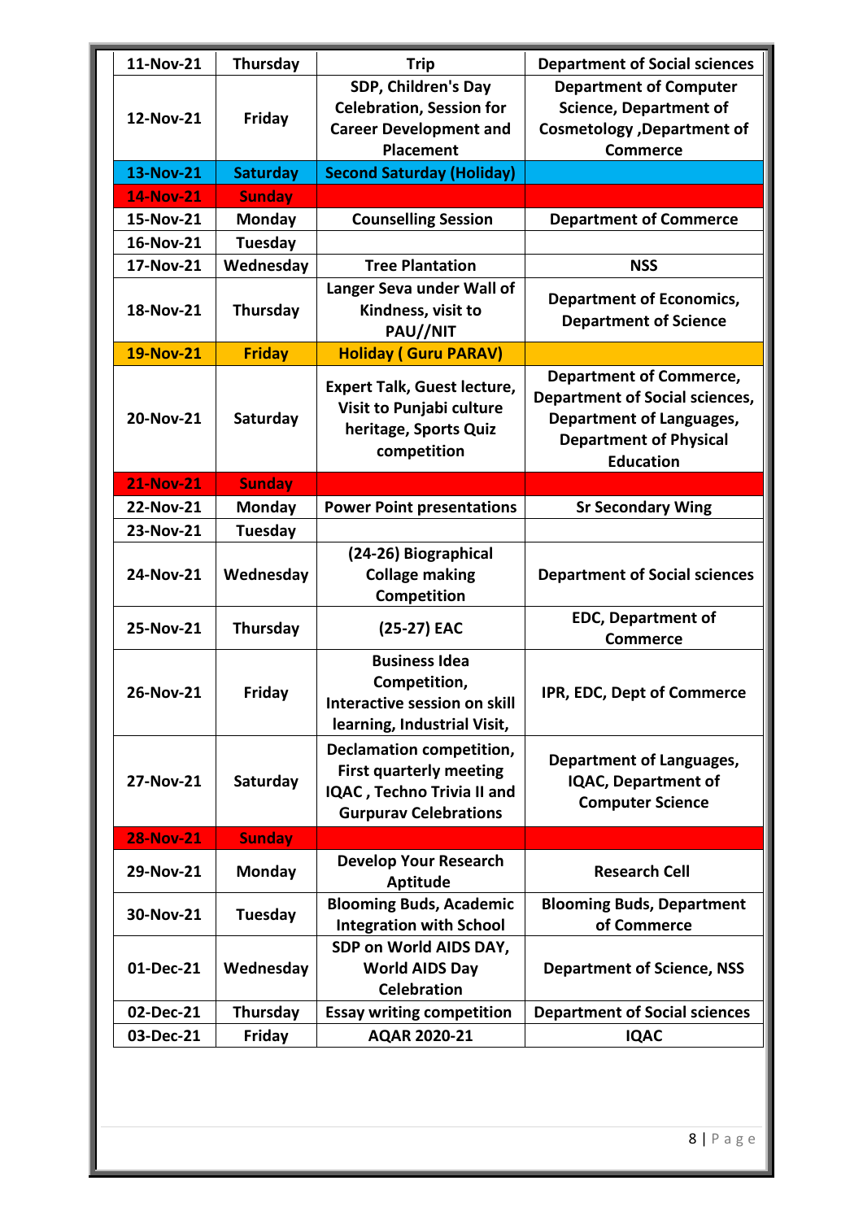| 11-Nov-21 | Thursday | Trip | Department of Social sciences |
|---|---|---|---|
| 12-Nov-21 | Friday | SDP, Children's Day Celebration, Session for Career Development and Placement | Department of Computer Science, Department of Cosmetology ,Department of Commerce |
| 13-Nov-21 | Saturday | Second Saturday (Holiday) | |
| 14-Nov-21 | Sunday | | |
| 15-Nov-21 | Monday | Counselling Session | Department of Commerce |
| 16-Nov-21 | Tuesday | | |
| 17-Nov-21 | Wednesday | Tree Plantation | NSS |
| 18-Nov-21 | Thursday | Langer Seva under Wall of Kindness, visit to PAU//NIT | Department of Economics, Department of Science |
| 19-Nov-21 | Friday | Holiday ( Guru PARAV) | |
| 20-Nov-21 | Saturday | Expert Talk, Guest lecture, Visit to Punjabi culture heritage, Sports Quiz competition | Department of Commerce, Department of Social sciences, Department of Languages, Department of Physical Education |
| 21-Nov-21 | Sunday | | |
| 22-Nov-21 | Monday | Power Point presentations | Sr Secondary Wing |
| 23-Nov-21 | Tuesday | | |
| 24-Nov-21 | Wednesday | (24-26) Biographical Collage making Competition | Department of Social sciences |
| 25-Nov-21 | Thursday | (25-27) EAC | EDC, Department of Commerce |
| 26-Nov-21 | Friday | Business Idea Competition, Interactive session on skill learning, Industrial Visit, | IPR, EDC, Dept of Commerce |
| 27-Nov-21 | Saturday | Declamation competition, First quarterly meeting IQAC , Techno Trivia II and Gurpurav Celebrations | Department of Languages, IQAC, Department of Computer Science |
| 28-Nov-21 | Sunday | | |
| 29-Nov-21 | Monday | Develop Your Research Aptitude | Research Cell |
| 30-Nov-21 | Tuesday | Blooming Buds, Academic Integration with School | Blooming Buds, Department of Commerce |
| 01-Dec-21 | Wednesday | SDP on World AIDS DAY, World AIDS Day Celebration | Department of Science, NSS |
| 02-Dec-21 | Thursday | Essay writing competition | Department of Social sciences |
| 03-Dec-21 | Friday | AQAR 2020-21 | IQAC |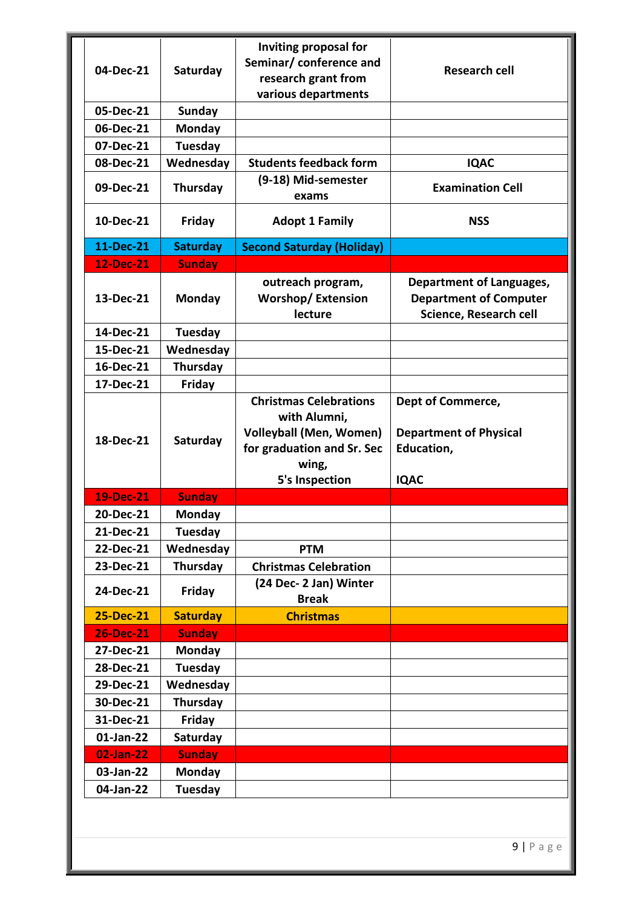| 04-Dec-21 | Saturday | Inviting proposal for Seminar/ conference and research grant from various departments | Research cell |
|---|---|---|---|
| 05-Dec-21 | Sunday | | |
| 06-Dec-21 | Monday | | |
| 07-Dec-21 | Tuesday | | |
| 08-Dec-21 | Wednesday | Students feedback form | IQAC |
| 09-Dec-21 | Thursday | (9-18) Mid-semester exams | Examination Cell |
| 10-Dec-21 | Friday | Adopt 1 Family | NSS |
| 11-Dec-21 | Saturday | Second Saturday (Holiday) | |
| 12-Dec-21 | Sunday | | |
| 13-Dec-21 | Monday | outreach program, Worshop/ Extension lecture | Department of Languages, Department of Computer Science, Research cell |
| 14-Dec-21 | Tuesday | | |
| 15-Dec-21 | Wednesday | | |
| 16-Dec-21 | Thursday | | |
| 17-Dec-21 | Friday | | |
| 18-Dec-21 | Saturday | Christmas Celebrations with Alumni, Volleyball (Men, Women) for graduation and Sr. Sec wing, 5's Inspection | Dept of Commerce, Department of Physical Education, IQAC |
| 19-Dec-21 | Sunday | | |
| 20-Dec-21 | Monday | | |
| 21-Dec-21 | Tuesday | | |
| 22-Dec-21 | Wednesday | PTM | |
| 23-Dec-21 | Thursday | Christmas Celebration | |
| 24-Dec-21 | Friday | (24 Dec- 2 Jan) Winter Break | |
| 25-Dec-21 | Saturday | Christmas | |
| 26-Dec-21 | Sunday | | |
| 27-Dec-21 | Monday | | |
| 28-Dec-21 | Tuesday | | |
| 29-Dec-21 | Wednesday | | |
| 30-Dec-21 | Thursday | | |
| 31-Dec-21 | Friday | | |
| 01-Jan-22 | Saturday | | |
| 02-Jan-22 | Sunday | | |
| 03-Jan-22 | Monday | | |
| 04-Jan-22 | Tuesday | | |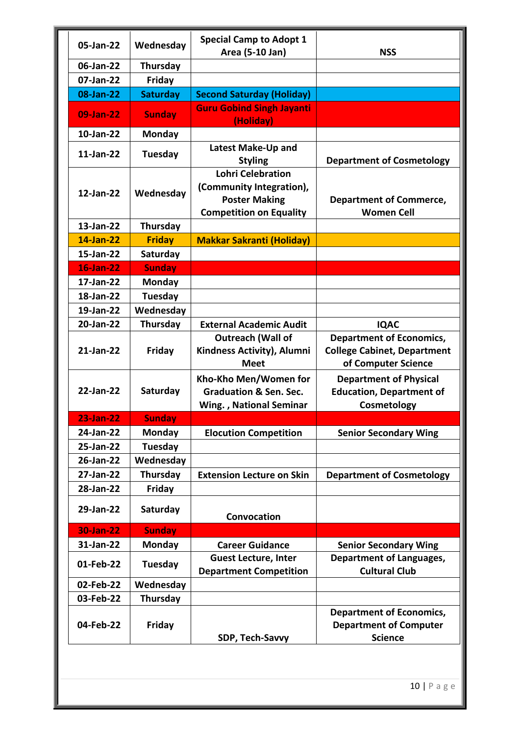| 05-Jan-22 | Wednesday | Special Camp to Adopt 1 Area (5-10 Jan) | NSS |
|---|---|---|---|
| 06-Jan-22 | Thursday | | |
| 07-Jan-22 | Friday | | |
| 08-Jan-22 | Saturday | Second Saturday (Holiday) | |
| 09-Jan-22 | Sunday | Guru Gobind Singh Jayanti (Holiday) | |
| 10-Jan-22 | Monday | | |
| 11-Jan-22 | Tuesday | Latest Make-Up and Styling | Department of Cosmetology |
| 12-Jan-22 | Wednesday | Lohri Celebration (Community Integration), Poster Making Competition on Equality | Department of Commerce, Women Cell |
| 13-Jan-22 | Thursday | | |
| 14-Jan-22 | Friday | Makkar Sakranti (Holiday) | |
| 15-Jan-22 | Saturday | | |
| 16-Jan-22 | Sunday | | |
| 17-Jan-22 | Monday | | |
| 18-Jan-22 | Tuesday | | |
| 19-Jan-22 | Wednesday | | |
| 20-Jan-22 | Thursday | External Academic Audit | IQAC |
| 21-Jan-22 | Friday | Outreach (Wall of Kindness Activity), Alumni Meet | Department of Economics, College Cabinet, Department of Computer Science |
| 22-Jan-22 | Saturday | Kho-Kho Men/Women for Graduation & Sen. Sec. Wing. , National Seminar | Department of Physical Education, Department of Cosmetology |
| 23-Jan-22 | Sunday | | |
| 24-Jan-22 | Monday | Elocution Competition | Senior Secondary Wing |
| 25-Jan-22 | Tuesday | | |
| 26-Jan-22 | Wednesday | | |
| 27-Jan-22 | Thursday | Extension Lecture on Skin | Department of Cosmetology |
| 28-Jan-22 | Friday | | |
| 29-Jan-22 | Saturday | Convocation | |
| 30-Jan-22 | Sunday | | |
| 31-Jan-22 | Monday | Career Guidance | Senior Secondary Wing |
| 01-Feb-22 | Tuesday | Guest Lecture, Inter Department Competition | Department of Languages, Cultural Club |
| 02-Feb-22 | Wednesday | | |
| 03-Feb-22 | Thursday | | |
| 04-Feb-22 | Friday | SDP, Tech-Savvy | Department of Economics, Department of Computer Science |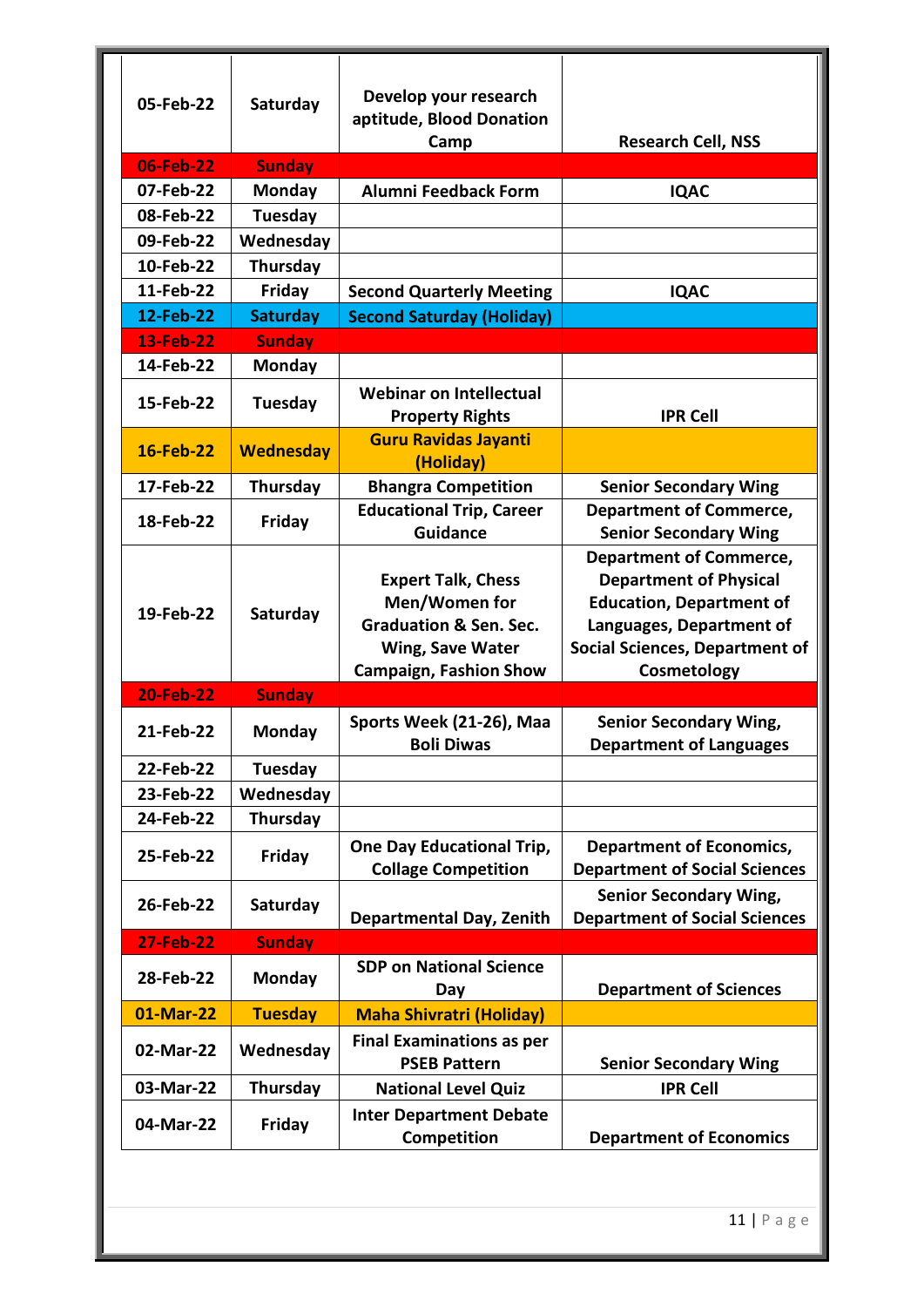| 05-Feb-22 | Saturday | Develop your research aptitude, Blood Donation Camp | Research Cell, NSS |
|---|---|---|---|
| 06-Feb-22 | Sunday | | |
| 07-Feb-22 | Monday | Alumni Feedback Form | IQAC |
| 08-Feb-22 | Tuesday | | |
| 09-Feb-22 | Wednesday | | |
| 10-Feb-22 | Thursday | | |
| 11-Feb-22 | Friday | Second Quarterly Meeting | IQAC |
| 12-Feb-22 | Saturday | Second Saturday (Holiday) | |
| 13-Feb-22 | Sunday | | |
| 14-Feb-22 | Monday | | |
| 15-Feb-22 | Tuesday | Webinar on Intellectual Property Rights | IPR Cell |
| 16-Feb-22 | Wednesday | Guru Ravidas Jayanti (Holiday) | |
| 17-Feb-22 | Thursday | Bhangra Competition | Senior Secondary Wing |
| 18-Feb-22 | Friday | Educational Trip, Career Guidance | Department of Commerce, Senior Secondary Wing |
| 19-Feb-22 | Saturday | Expert Talk, Chess Men/Women for Graduation & Sen. Sec. Wing, Save Water Campaign, Fashion Show | Department of Commerce, Department of Physical Education, Department of Languages, Department of Social Sciences, Department of Cosmetology |
| 20-Feb-22 | Sunday | | |
| 21-Feb-22 | Monday | Sports Week (21-26), Maa Boli Diwas | Senior Secondary Wing, Department of Languages |
| 22-Feb-22 | Tuesday | | |
| 23-Feb-22 | Wednesday | | |
| 24-Feb-22 | Thursday | | |
| 25-Feb-22 | Friday | One Day Educational Trip, Collage Competition | Department of Economics, Department of Social Sciences |
| 26-Feb-22 | Saturday | Departmental Day, Zenith | Senior Secondary Wing, Department of Social Sciences |
| 27-Feb-22 | Sunday | | |
| 28-Feb-22 | Monday | SDP on National Science Day | Department of Sciences |
| 01-Mar-22 | Tuesday | Maha Shivratri (Holiday) | |
| 02-Mar-22 | Wednesday | Final Examinations as per PSEB Pattern | Senior Secondary Wing |
| 03-Mar-22 | Thursday | National Level Quiz | IPR Cell |
| 04-Mar-22 | Friday | Inter Department Debate Competition | Department of Economics |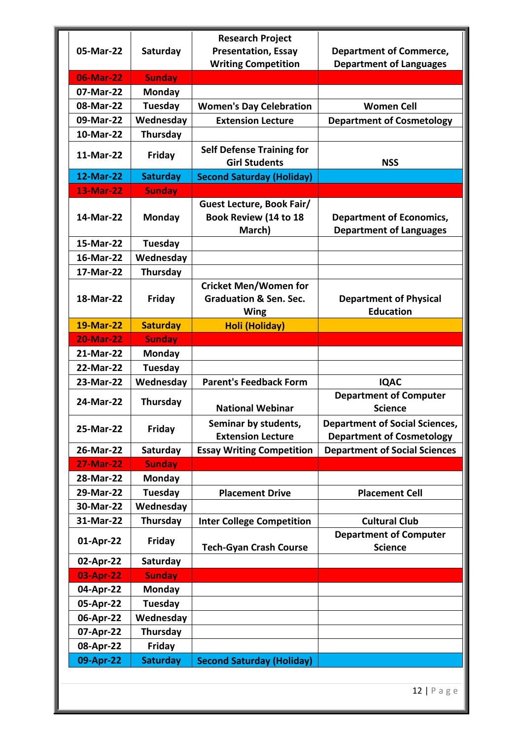| | | | |
|---|---|---|---|
| 05-Mar-22 | Saturday | Research Project Presentation, Essay Writing Competition | Department of Commerce, Department of Languages |
| 06-Mar-22 | Sunday | | |
| 07-Mar-22 | Monday | | |
| 08-Mar-22 | Tuesday | Women's Day Celebration | Women Cell |
| 09-Mar-22 | Wednesday | Extension Lecture | Department of Cosmetology |
| 10-Mar-22 | Thursday | | |
| 11-Mar-22 | Friday | Self Defense Training for Girl Students | NSS |
| 12-Mar-22 | Saturday | Second Saturday (Holiday) | |
| 13-Mar-22 | Sunday | | |
| 14-Mar-22 | Monday | Guest Lecture, Book Fair/ Book Review (14 to 18 March) | Department of Economics, Department of Languages |
| 15-Mar-22 | Tuesday | | |
| 16-Mar-22 | Wednesday | | |
| 17-Mar-22 | Thursday | | |
| 18-Mar-22 | Friday | Cricket Men/Women for Graduation & Sen. Sec. Wing | Department of Physical Education |
| 19-Mar-22 | Saturday | Holi (Holiday) | |
| 20-Mar-22 | Sunday | | |
| 21-Mar-22 | Monday | | |
| 22-Mar-22 | Tuesday | | |
| 23-Mar-22 | Wednesday | Parent's Feedback Form | IQAC |
| 24-Mar-22 | Thursday | National Webinar | Department of Computer Science |
| 25-Mar-22 | Friday | Seminar by students, Extension Lecture | Department of Social Sciences, Department of Cosmetology |
| 26-Mar-22 | Saturday | Essay Writing Competition | Department of Social Sciences |
| 27-Mar-22 | Sunday | | |
| 28-Mar-22 | Monday | | |
| 29-Mar-22 | Tuesday | Placement Drive | Placement Cell |
| 30-Mar-22 | Wednesday | | |
| 31-Mar-22 | Thursday | Inter College Competition | Cultural Club |
| 01-Apr-22 | Friday | Tech-Gyan Crash Course | Department of Computer Science |
| 02-Apr-22 | Saturday | | |
| 03-Apr-22 | Sunday | | |
| 04-Apr-22 | Monday | | |
| 05-Apr-22 | Tuesday | | |
| 06-Apr-22 | Wednesday | | |
| 07-Apr-22 | Thursday | | |
| 08-Apr-22 | Friday | | |
| 09-Apr-22 | Saturday | Second Saturday (Holiday) | |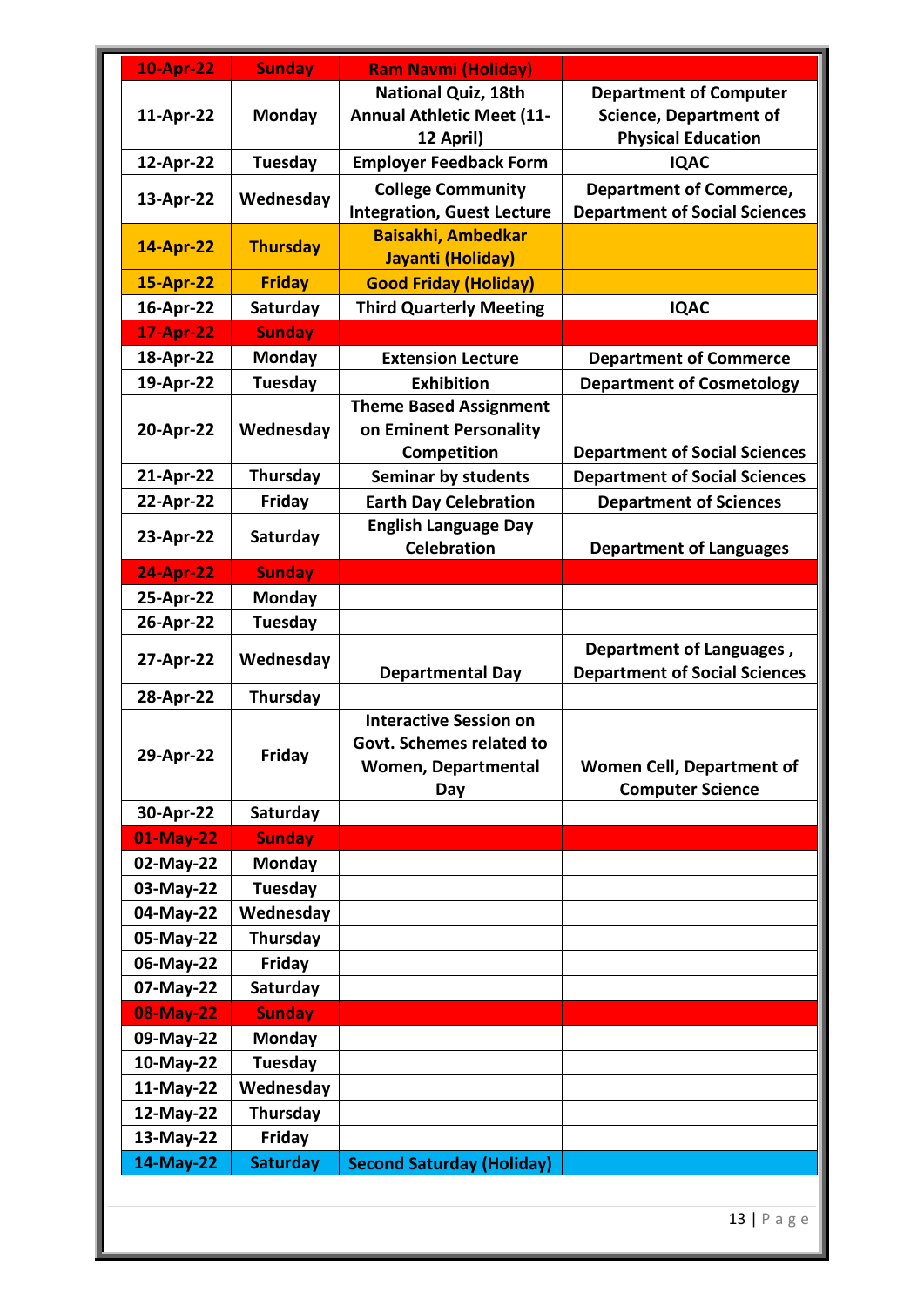| 10-Apr-22 | Sunday | Ram Navmi (Holiday) | |
|---|---|---|---|
| 11-Apr-22 | Monday | National Quiz, 18th Annual Athletic Meet (11-12 April) | Department of Computer Science, Department of Physical Education |
| 12-Apr-22 | Tuesday | Employer Feedback Form | IQAC |
| 13-Apr-22 | Wednesday | College Community Integration, Guest Lecture | Department of Commerce, Department of Social Sciences |
| 14-Apr-22 | Thursday | Baisakhi, Ambedkar Jayanti (Holiday) | |
| 15-Apr-22 | Friday | Good Friday (Holiday) | |
| 16-Apr-22 | Saturday | Third Quarterly Meeting | IQAC |
| 17-Apr-22 | Sunday | | |
| 18-Apr-22 | Monday | Extension Lecture | Department of Commerce |
| 19-Apr-22 | Tuesday | Exhibition | Department of Cosmetology |
| 20-Apr-22 | Wednesday | Theme Based Assignment on Eminent Personality Competition | Department of Social Sciences |
| 21-Apr-22 | Thursday | Seminar by students | Department of Social Sciences |
| 22-Apr-22 | Friday | Earth Day Celebration | Department of Sciences |
| 23-Apr-22 | Saturday | English Language Day Celebration | Department of Languages |
| 24-Apr-22 | Sunday | | |
| 25-Apr-22 | Monday | | |
| 26-Apr-22 | Tuesday | | |
| 27-Apr-22 | Wednesday | Departmental Day | Department of Languages , Department of Social Sciences |
| 28-Apr-22 | Thursday | | |
| 29-Apr-22 | Friday | Interactive Session on Govt. Schemes related to Women, Departmental Day | Women Cell, Department of Computer Science |
| 30-Apr-22 | Saturday | | |
| 01-May-22 | Sunday | | |
| 02-May-22 | Monday | | |
| 03-May-22 | Tuesday | | |
| 04-May-22 | Wednesday | | |
| 05-May-22 | Thursday | | |
| 06-May-22 | Friday | | |
| 07-May-22 | Saturday | | |
| 08-May-22 | Sunday | | |
| 09-May-22 | Monday | | |
| 10-May-22 | Tuesday | | |
| 11-May-22 | Wednesday | | |
| 12-May-22 | Thursday | | |
| 13-May-22 | Friday | | |
| 14-May-22 | Saturday | Second Saturday (Holiday) | |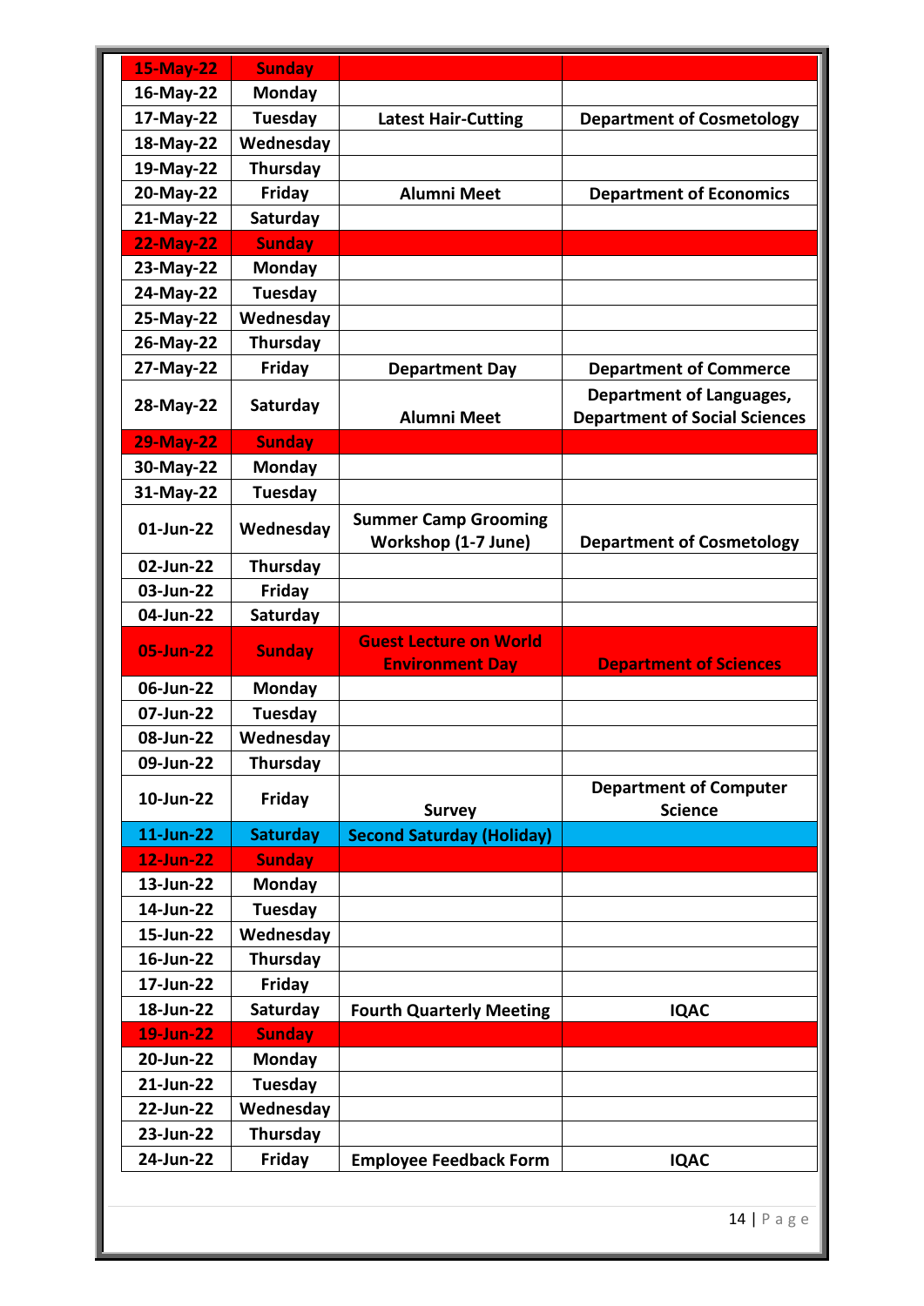| 15-May-22 | Sunday | | |
|---|---|---|---|
| 16-May-22 | Monday | | |
| 17-May-22 | Tuesday | Latest Hair-Cutting | Department of Cosmetology |
| 18-May-22 | Wednesday | | |
| 19-May-22 | Thursday | | |
| 20-May-22 | Friday | Alumni Meet | Department of Economics |
| 21-May-22 | Saturday | | |
| 22-May-22 | Sunday | | |
| 23-May-22 | Monday | | |
| 24-May-22 | Tuesday | | |
| 25-May-22 | Wednesday | | |
| 26-May-22 | Thursday | | |
| 27-May-22 | Friday | Department Day | Department of Commerce |
| 28-May-22 | Saturday | Alumni Meet | Department of Languages, Department of Social Sciences |
| 29-May-22 | Sunday | | |
| 30-May-22 | Monday | | |
| 31-May-22 | Tuesday | | |
| 01-Jun-22 | Wednesday | Summer Camp Grooming Workshop (1-7 June) | Department of Cosmetology |
| 02-Jun-22 | Thursday | | |
| 03-Jun-22 | Friday | | |
| 04-Jun-22 | Saturday | | |
| 05-Jun-22 | Sunday | Guest Lecture on World Environment Day | Department of Sciences |
| 06-Jun-22 | Monday | | |
| 07-Jun-22 | Tuesday | | |
| 08-Jun-22 | Wednesday | | |
| 09-Jun-22 | Thursday | | |
| 10-Jun-22 | Friday | Survey | Department of Computer Science |
| 11-Jun-22 | Saturday | Second Saturday (Holiday) | |
| 12-Jun-22 | Sunday | | |
| 13-Jun-22 | Monday | | |
| 14-Jun-22 | Tuesday | | |
| 15-Jun-22 | Wednesday | | |
| 16-Jun-22 | Thursday | | |
| 17-Jun-22 | Friday | | |
| 18-Jun-22 | Saturday | Fourth Quarterly Meeting | IQAC |
| 19-Jun-22 | Sunday | | |
| 20-Jun-22 | Monday | | |
| 21-Jun-22 | Tuesday | | |
| 22-Jun-22 | Wednesday | | |
| 23-Jun-22 | Thursday | | |
| 24-Jun-22 | Friday | Employee Feedback Form | IQAC |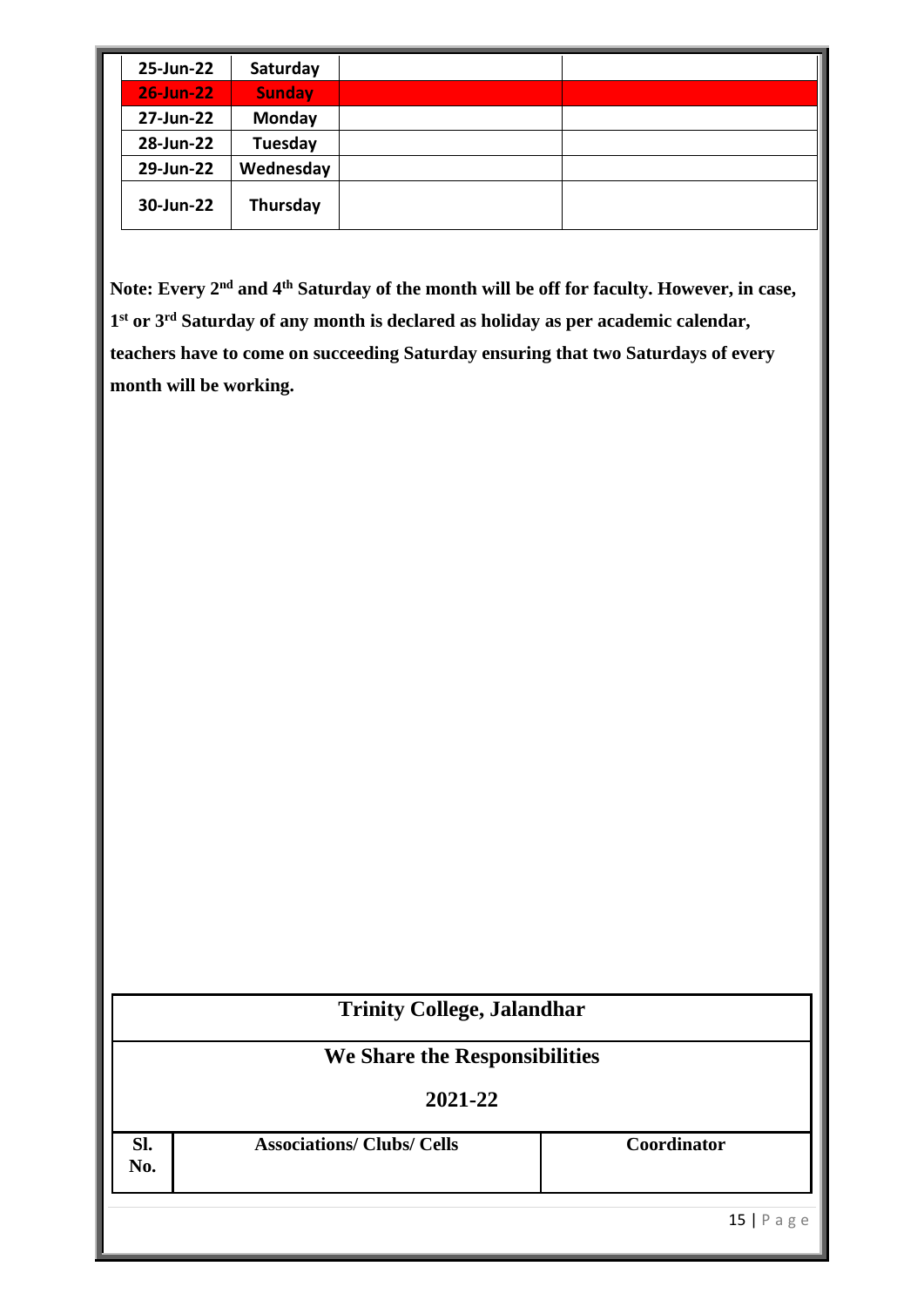| | | | |
|---|---|---|---|
| 25-Jun-22 | Saturday | | |
| 26-Jun-22 | Sunday | | |
| 27-Jun-22 | Monday | | |
| 28-Jun-22 | Tuesday | | |
| 29-Jun-22 | Wednesday | | |
| 30-Jun-22 | Thursday | | |

**Note: Every 2nd and 4th Saturday of the month will be off for faculty. However, in case, 1st or 3rd Saturday of any month is declared as holiday as per academic calendar, teachers have to come on succeeding Saturday ensuring that two Saturdays of every month will be working.**

## Trinity College, Jalandhar

## We Share the Responsibilities

## 2021-22

| Sl. No. | Associations/ Clubs/ Cells | Coordinator |
|---|---|---|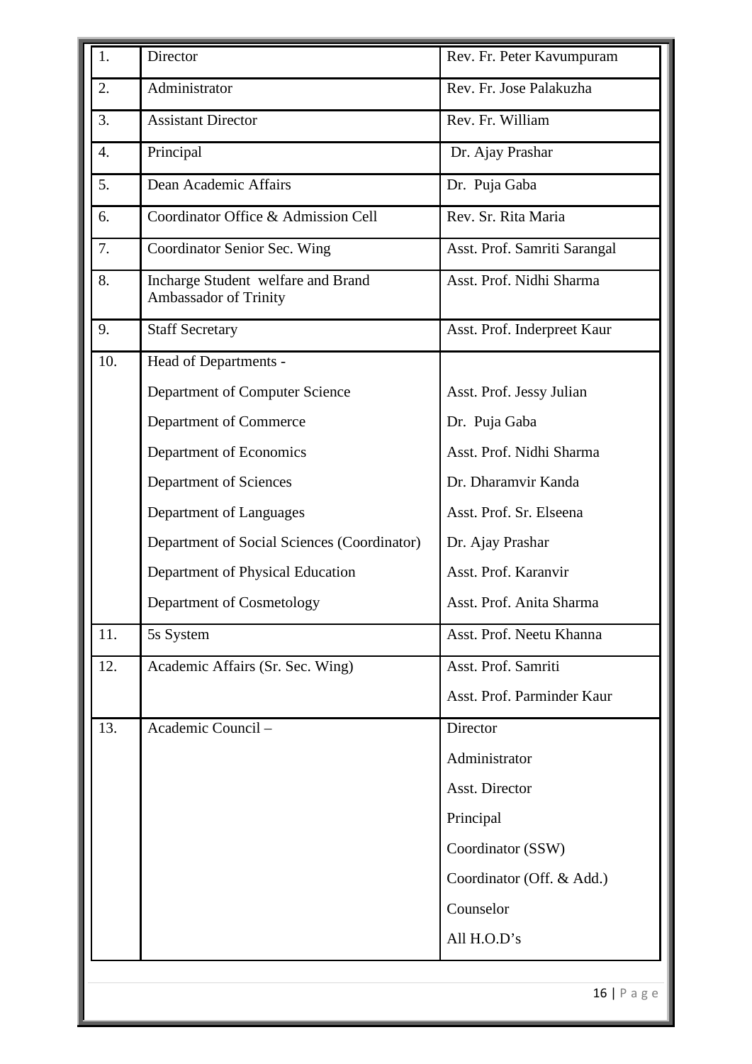| | | |
|---|---|---|
| 1. | Director | Rev. Fr. Peter Kavumpuram |
| 2. | Administrator | Rev. Fr. Jose Palakuzha |
| 3. | Assistant Director | Rev. Fr. William |
| 4. | Principal | Dr. Ajay Prashar |
| 5. | Dean Academic Affairs | Dr. Puja Gaba |
| 6. | Coordinator Office & Admission Cell | Rev. Sr. Rita Maria |
| 7. | Coordinator Senior Sec. Wing | Asst. Prof. Samriti Sarangal |
| 8. | Incharge Student welfare and Brand Ambassador of Trinity | Asst. Prof. Nidhi Sharma |
| 9. | Staff Secretary | Asst. Prof. Inderpreet Kaur |
| 10. | Head of Departments - | |
| | Department of Computer Science | Asst. Prof. Jessy Julian |
| | Department of Commerce | Dr. Puja Gaba |
| | Department of Economics | Asst. Prof. Nidhi Sharma |
| | Department of Sciences | Dr. Dharamvir Kanda |
| | Department of Languages | Asst. Prof. Sr. Elseena |
| | Department of Social Sciences (Coordinator) | Dr. Ajay Prashar |
| | Department of Physical Education | Asst. Prof. Karanvir |
| | Department of Cosmetology | Asst. Prof. Anita Sharma |
| 11. | 5s System | Asst. Prof. Neetu Khanna |
| 12. | Academic Affairs (Sr. Sec. Wing) | Asst. Prof. Samriti |
| | | Asst. Prof. Parminder Kaur |
| 13. | Academic Council – | Director |
| | | Administrator |
| | | Asst. Director |
| | | Principal |
| | | Coordinator (SSW) |
| | | Coordinator (Off. & Add.) |
| | | Counselor |
| | | All H.O.D's |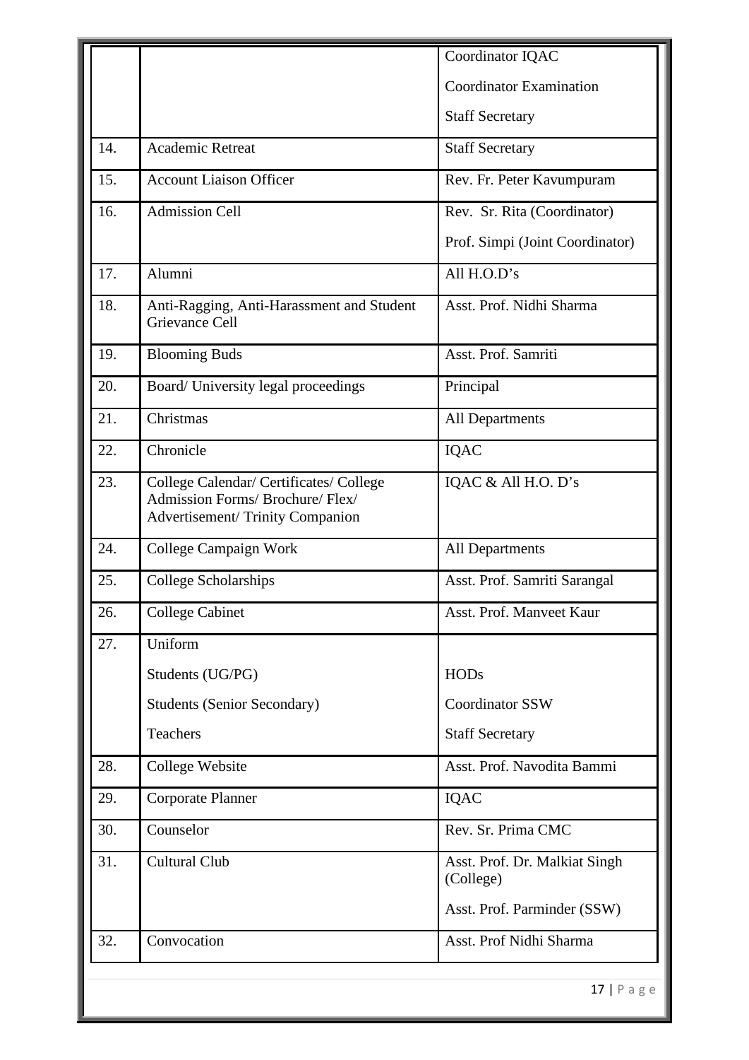| | | |
|---|---|---|
| | | Coordinator IQAC<br>Coordinator Examination<br>Staff Secretary |
| 14. | Academic Retreat | Staff Secretary |
| 15. | Account Liaison Officer | Rev. Fr. Peter Kavumpuram |
| 16. | Admission Cell | Rev. Sr. Rita (Coordinator)<br>Prof. Simpi (Joint Coordinator) |
| 17. | Alumni | All H.O.D's |
| 18. | Anti-Ragging, Anti-Harassment and Student Grievance Cell | Asst. Prof. Nidhi Sharma |
| 19. | Blooming Buds | Asst. Prof. Samriti |
| 20. | Board/ University legal proceedings | Principal |
| 21. | Christmas | All Departments |
| 22. | Chronicle | IQAC |
| 23. | College Calendar/ Certificates/ College Admission Forms/ Brochure/ Flex/ Advertisement/ Trinity Companion | IQAC & All H.O. D's |
| 24. | College Campaign Work | All Departments |
| 25. | College Scholarships | Asst. Prof. Samriti Sarangal |
| 26. | College Cabinet | Asst. Prof. Manveet Kaur |
| 27. | Uniform<br>Students (UG/PG)<br>Students (Senior Secondary)<br>Teachers | <br>HODs<br>Coordinator SSW<br>Staff Secretary |
| 28. | College Website | Asst. Prof. Navodita Bammi |
| 29. | Corporate Planner | IQAC |
| 30. | Counselor | Rev. Sr. Prima CMC |
| 31. | Cultural Club | Asst. Prof. Dr. Malkiat Singh (College)<br>Asst. Prof. Parminder (SSW) |
| 32. | Convocation | Asst. Prof Nidhi Sharma |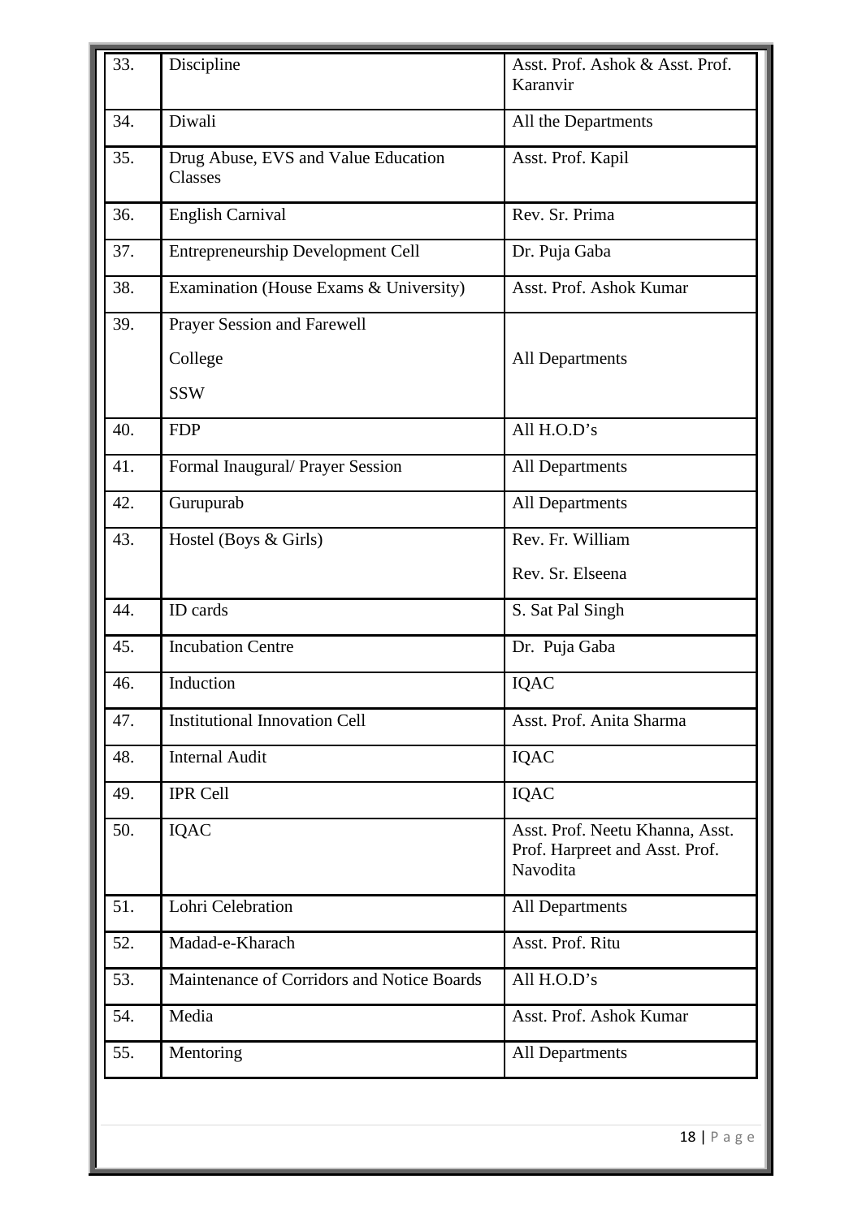| 33. | Discipline | Asst. Prof. Ashok & Asst. Prof. Karanvir |
|---|---|---|
| 34. | Diwali | All the Departments |
| 35. | Drug Abuse, EVS and Value Education Classes | Asst. Prof. Kapil |
| 36. | English Carnival | Rev. Sr. Prima |
| 37. | Entrepreneurship Development Cell | Dr. Puja Gaba |
| 38. | Examination (House Exams & University) | Asst. Prof. Ashok Kumar |
| 39. | Prayer Session and Farewell<br>College<br>SSW | All Departments |
| 40. | FDP | All H.O.D's |
| 41. | Formal Inaugural/ Prayer Session | All Departments |
| 42. | Gurupurab | All Departments |
| 43. | Hostel (Boys & Girls) | Rev. Fr. William<br>Rev. Sr. Elseena |
| 44. | ID cards | S. Sat Pal Singh |
| 45. | Incubation Centre | Dr. Puja Gaba |
| 46. | Induction | IQAC |
| 47. | Institutional Innovation Cell | Asst. Prof. Anita Sharma |
| 48. | Internal Audit | IQAC |
| 49. | IPR Cell | IQAC |
| 50. | IQAC | Asst. Prof. Neetu Khanna, Asst. Prof. Harpreet and Asst. Prof. Navodita |
| 51. | Lohri Celebration | All Departments |
| 52. | Madad-e-Kharach | Asst. Prof. Ritu |
| 53. | Maintenance of Corridors and Notice Boards | All H.O.D's |
| 54. | Media | Asst. Prof. Ashok Kumar |
| 55. | Mentoring | All Departments |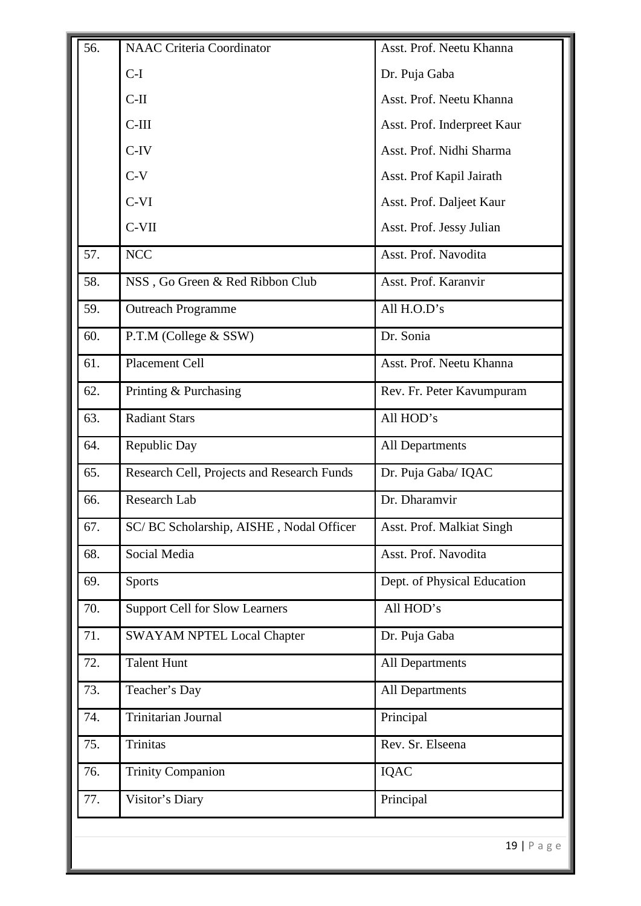| 56. | NAAC Criteria Coordinator | Asst. Prof. Neetu Khanna |
|---|---|---|
| | C-I | Dr. Puja Gaba |
| | C-II | Asst. Prof. Neetu Khanna |
| | C-III | Asst. Prof. Inderpreet Kaur |
| | C-IV | Asst. Prof. Nidhi Sharma |
| | C-V | Asst. Prof Kapil Jairath |
| | C-VI | Asst. Prof. Daljeet Kaur |
| | C-VII | Asst. Prof. Jessy Julian |
| 57. | NCC | Asst. Prof. Navodita |
| 58. | NSS , Go Green & Red Ribbon Club | Asst. Prof. Karanvir |
| 59. | Outreach Programme | All H.O.D's |
| 60. | P.T.M (College & SSW) | Dr. Sonia |
| 61. | Placement Cell | Asst. Prof. Neetu Khanna |
| 62. | Printing & Purchasing | Rev. Fr. Peter Kavumpuram |
| 63. | Radiant Stars | All HOD's |
| 64. | Republic Day | All Departments |
| 65. | Research Cell, Projects and Research Funds | Dr. Puja Gaba/ IQAC |
| 66. | Research Lab | Dr. Dharamvir |
| 67. | SC/ BC Scholarship, AISHE , Nodal Officer | Asst. Prof. Malkiat Singh |
| 68. | Social Media | Asst. Prof. Navodita |
| 69. | Sports | Dept. of Physical Education |
| 70. | Support Cell for Slow Learners | All HOD's |
| 71. | SWAYAM NPTEL Local Chapter | Dr. Puja Gaba |
| 72. | Talent Hunt | All Departments |
| 73. | Teacher's Day | All Departments |
| 74. | Trinitarian Journal | Principal |
| 75. | Trinitas | Rev. Sr. Elseena |
| 76. | Trinity Companion | IQAC |
| 77. | Visitor's Diary | Principal |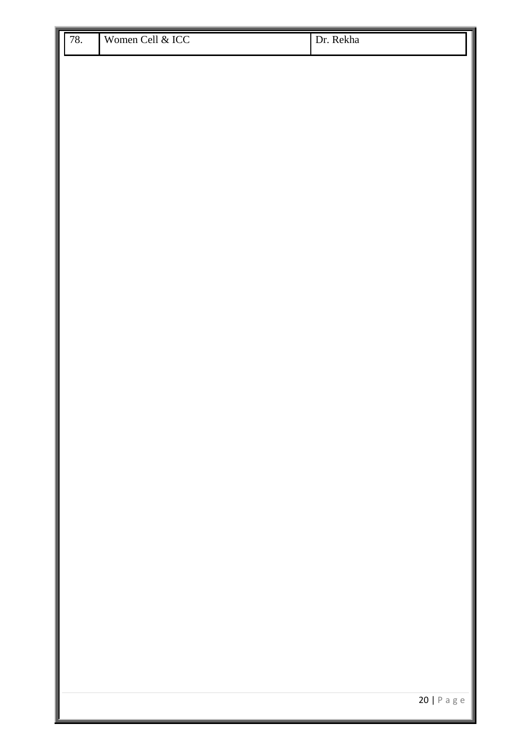| | | |
|---|---|---|
| 78. | Women Cell & ICC | Dr. Rekha |